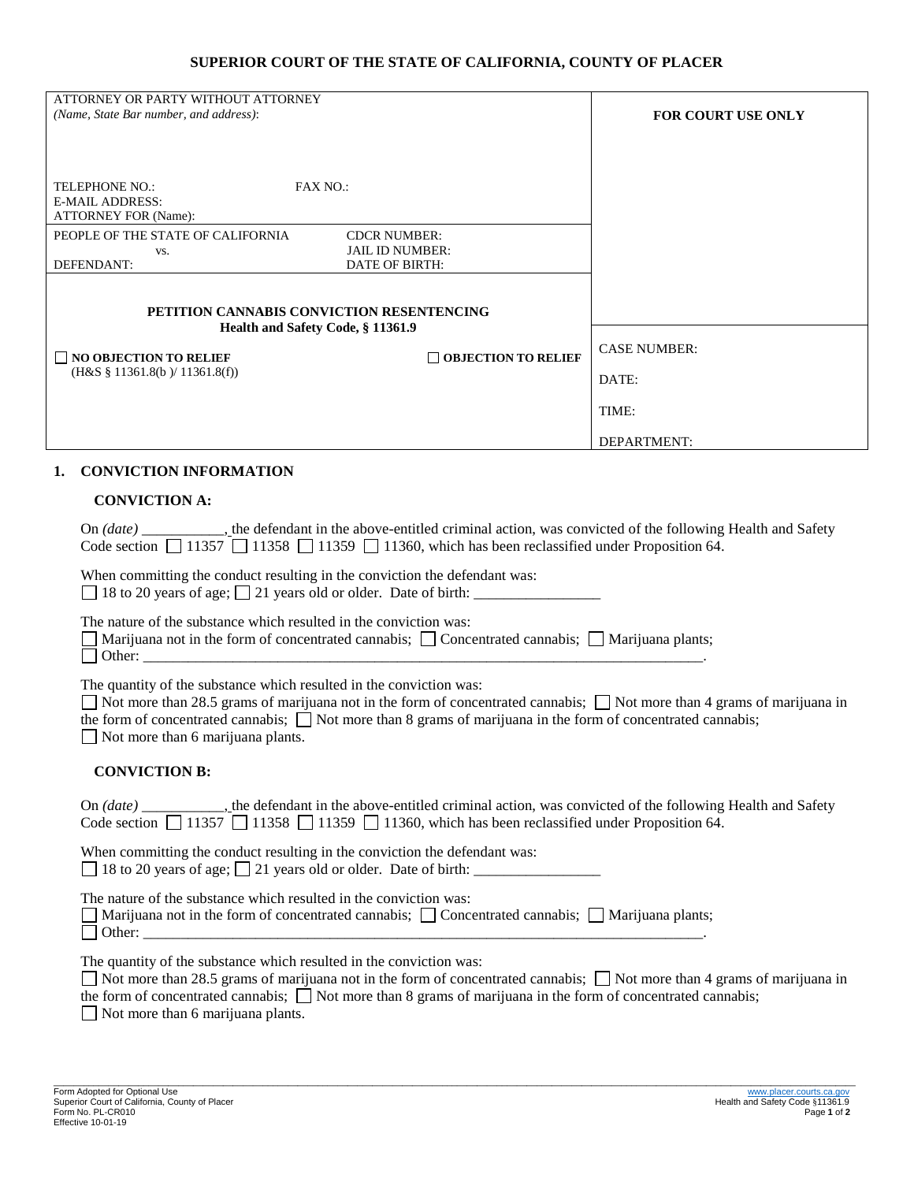**SUPERIOR COURT OF THE STATE OF CALIFORNIA, COUNTY OF PLACER**

| ATTORNEY OR PARTY WITHOUT ATTORNEY *(Name, State Bar number, and address)*: | | **FOR COURT USE ONLY** |
|---|---|---|
| TELEPHONE NO.: | FAX NO.: | |
| E-MAIL ADDRESS: | | |
| ATTORNEY FOR (Name): | | |
| PEOPLE OF THE STATE OF CALIFORNIA vs. DEFENDANT: | CDCR NUMBER: JAIL ID NUMBER: DATE OF BIRTH: | |
| **PETITION CANNABIS CONVICTION RESENTENCING** **Health and Safety Code, § 11361.9** | | |
| ☐ **NO OBJECTION TO RELIEF** (H&S § 11361.8(b )/ 11361.8(f)) | ☐ **OBJECTION TO RELIEF** | CASE NUMBER: DATE: TIME: DEPARTMENT: |

## 1. CONVICTION INFORMATION

### CONVICTION A:

On *(date)* ___________, the defendant in the above-entitled criminal action, was convicted of the following Health and Safety Code section ☐ 11357 ☐ 11358 ☐ 11359 ☐ 11360, which has been reclassified under Proposition 64.

When committing the conduct resulting in the conviction the defendant was:
☐ 18 to 20 years of age; ☐ 21 years old or older. Date of birth: ________________

The nature of the substance which resulted in the conviction was:
☐ Marijuana not in the form of concentrated cannabis; ☐ Concentrated cannabis; ☐ Marijuana plants;
☐ Other: ________________________________________________________________________.

The quantity of the substance which resulted in the conviction was:
☐ Not more than 28.5 grams of marijuana not in the form of concentrated cannabis; ☐ Not more than 4 grams of marijuana in the form of concentrated cannabis; ☐ Not more than 8 grams of marijuana in the form of concentrated cannabis;
☐ Not more than 6 marijuana plants.

### CONVICTION B:

On *(date)* ___________, the defendant in the above-entitled criminal action, was convicted of the following Health and Safety Code section ☐ 11357 ☐ 11358 ☐ 11359 ☐ 11360, which has been reclassified under Proposition 64.

When committing the conduct resulting in the conviction the defendant was:
☐ 18 to 20 years of age; ☐ 21 years old or older. Date of birth: ________________

The nature of the substance which resulted in the conviction was:
☐ Marijuana not in the form of concentrated cannabis; ☐ Concentrated cannabis; ☐ Marijuana plants;
☐ Other: ________________________________________________________________________.

The quantity of the substance which resulted in the conviction was:
☐ Not more than 28.5 grams of marijuana not in the form of concentrated cannabis; ☐ Not more than 4 grams of marijuana in the form of concentrated cannabis; ☐ Not more than 8 grams of marijuana in the form of concentrated cannabis;
☐ Not more than 6 marijuana plants.

Form Adopted for Optional Use
Superior Court of California, County of Placer
Form No. PL-CR010
Effective 10-01-19

www.placer.courts.ca.gov
Health and Safety Code §11361.9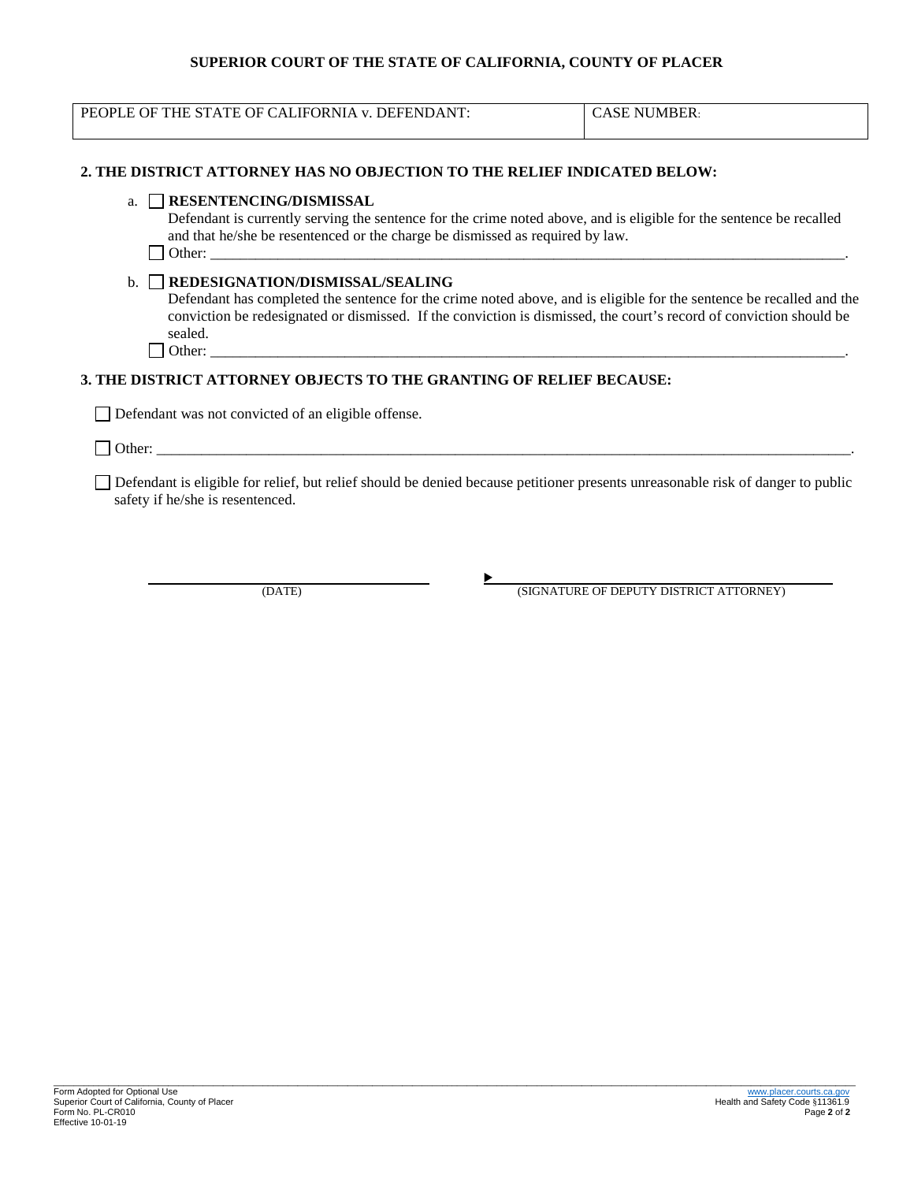**SUPERIOR COURT OF THE STATE OF CALIFORNIA, COUNTY OF PLACER**

| PEOPLE OF THE STATE OF CALIFORNIA v. DEFENDANT: | CASE NUMBER: |
|---|---|
| | |

## 2. THE DISTRICT ATTORNEY HAS NO OBJECTION TO THE RELIEF INDICATED BELOW:

a. ☐ **RESENTENCING/DISMISSAL**
Defendant is currently serving the sentence for the crime noted above, and is eligible for the sentence be recalled and that he/she be resentenced or the charge be dismissed as required by law.
☐ Other: ______________________________________________________________________________.

b. ☐ **REDESIGNATION/DISMISSAL/SEALING**
Defendant has completed the sentence for the crime noted above, and is eligible for the sentence be recalled and the conviction be redesignated or dismissed. If the conviction is dismissed, the court's record of conviction should be sealed.
☐ Other: ______________________________________________________________________________.

## 3. THE DISTRICT ATTORNEY OBJECTS TO THE GRANTING OF RELIEF BECAUSE:

☐ Defendant was not convicted of an eligible offense.

☐ Other: ______________________________________________________________________________________.

☐ Defendant is eligible for relief, but relief should be denied because petitioner presents unreasonable risk of danger to public safety if he/she is resentenced.

______________________________ (DATE)

▶ ______________________________ (SIGNATURE OF DEPUTY DISTRICT ATTORNEY)

Form Adopted for Optional Use
Superior Court of California, County of Placer
Form No. PL-CR010
Effective 10-01-19

www.placer.courts.ca.gov
Health and Safety Code §11361.9